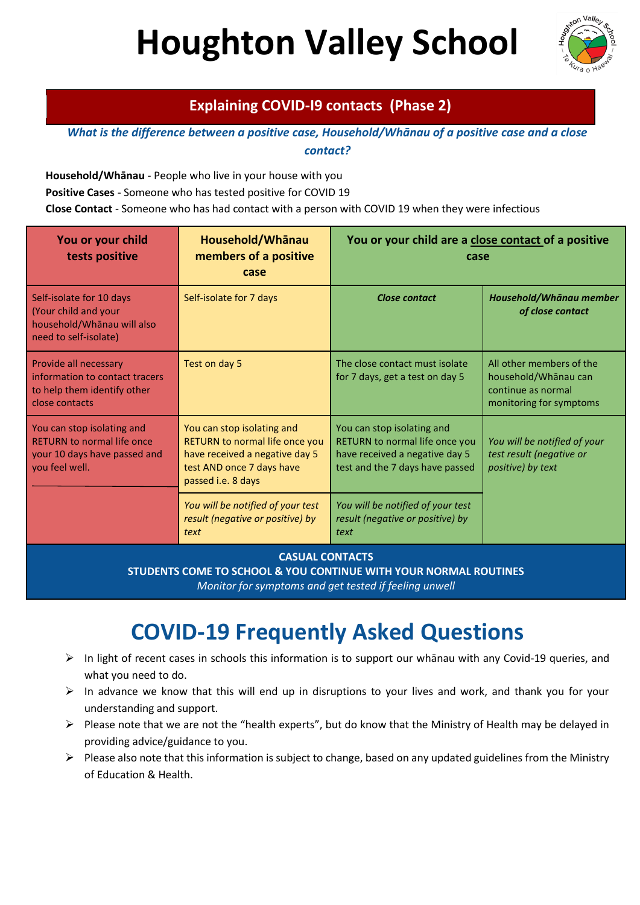# Houghton Valley School

## Explaining COVID-I9 contacts (Phase 2)

***What is the difference between a positive case, Household/Whānau of a positive case and a close contact?***

**Household/Whānau** - People who live in your house with you

**Positive Cases** - Someone who has tested positive for COVID 19

**Close Contact** - Someone who has had contact with a person with COVID 19 when they were infectious

| You or your child tests positive | Household/Whānau members of a positive case | You or your child are a close contact of a positive case | |
|---|---|---|---|
| Self-isolate for 10 days (Your child and your household/Whānau will also need to self-isolate) | Self-isolate for 7 days | ***Close contact*** | ***Household/Whānau member of close contact*** |
| Provide all necessary information to contact tracers to help them identify other close contacts | Test on day 5 | The close contact must isolate for 7 days, get a test on day 5 | All other members of the household/Whānau can continue as normal monitoring for symptoms |
| You can stop isolating and RETURN to normal life once your 10 days have passed and you feel well. | You can stop isolating and RETURN to normal life once you have received a negative day 5 test AND once 7 days have passed i.e. 8 days | You can stop isolating and RETURN to normal life once you have received a negative day 5 test and the 7 days have passed | *You will be notified of your test result (negative or positive) by text* |
| | *You will be notified of your test result (negative or positive) by text* | *You will be notified of your test result (negative or positive) by text* | |
| **CASUAL CONTACTS**<br>**STUDENTS COME TO SCHOOL & YOU CONTINUE WITH YOUR NORMAL ROUTINES**<br>*Monitor for symptoms and get tested if feeling unwell* | | | |

# COVID-19 Frequently Asked Questions

- In light of recent cases in schools this information is to support our whānau with any Covid-19 queries, and what you need to do.
- In advance we know that this will end up in disruptions to your lives and work, and thank you for your understanding and support.
- Please note that we are not the "health experts", but do know that the Ministry of Health may be delayed in providing advice/guidance to you.
- Please also note that this information is subject to change, based on any updated guidelines from the Ministry of Education & Health.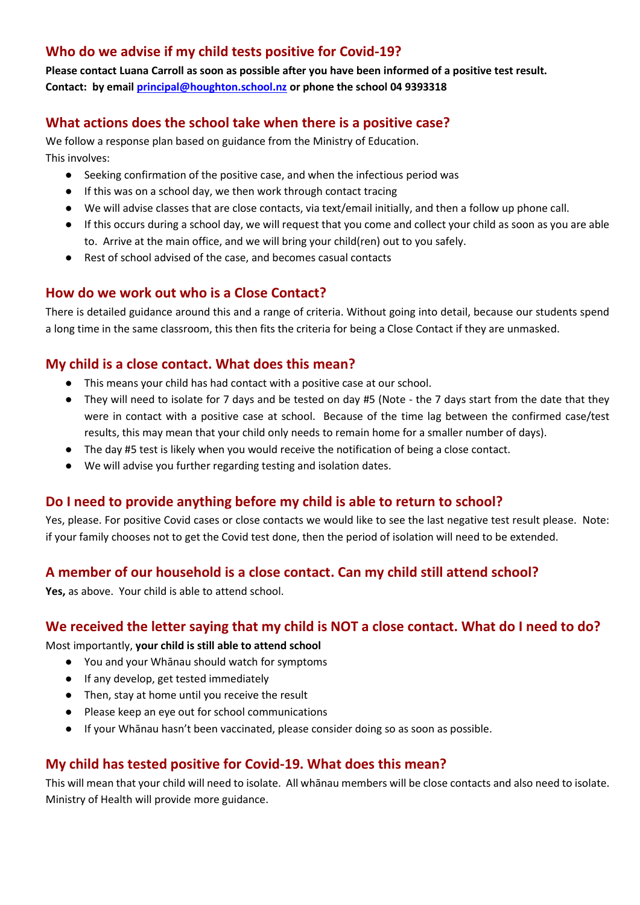## Who do we advise if my child tests positive for Covid-19?

**Please contact Luana Carroll as soon as possible after you have been informed of a positive test result.**
**Contact: by email [principal@houghton.school.nz](mailto:principal@houghton.school.nz) or phone the school 04 9393318**

## What actions does the school take when there is a positive case?

We follow a response plan based on guidance from the Ministry of Education.
This involves:

- Seeking confirmation of the positive case, and when the infectious period was
- If this was on a school day, we then work through contact tracing
- We will advise classes that are close contacts, via text/email initially, and then a follow up phone call.
- If this occurs during a school day, we will request that you come and collect your child as soon as you are able to. Arrive at the main office, and we will bring your child(ren) out to you safely.
- Rest of school advised of the case, and becomes casual contacts

## How do we work out who is a Close Contact?

There is detailed guidance around this and a range of criteria. Without going into detail, because our students spend a long time in the same classroom, this then fits the criteria for being a Close Contact if they are unmasked.

## My child is a close contact. What does this mean?

- This means your child has had contact with a positive case at our school.
- They will need to isolate for 7 days and be tested on day #5 (Note - the 7 days start from the date that they were in contact with a positive case at school. Because of the time lag between the confirmed case/test results, this may mean that your child only needs to remain home for a smaller number of days).
- The day #5 test is likely when you would receive the notification of being a close contact.
- We will advise you further regarding testing and isolation dates.

## Do I need to provide anything before my child is able to return to school?

Yes, please. For positive Covid cases or close contacts we would like to see the last negative test result please. Note: if your family chooses not to get the Covid test done, then the period of isolation will need to be extended.

## A member of our household is a close contact. Can my child still attend school?

**Yes,** as above. Your child is able to attend school.

## We received the letter saying that my child is NOT a close contact. What do I need to do?

Most importantly, **your child is still able to attend school**

- You and your Whānau should watch for symptoms
- If any develop, get tested immediately
- Then, stay at home until you receive the result
- Please keep an eye out for school communications
- If your Whānau hasn't been vaccinated, please consider doing so as soon as possible.

## My child has tested positive for Covid-19. What does this mean?

This will mean that your child will need to isolate. All whānau members will be close contacts and also need to isolate. Ministry of Health will provide more guidance.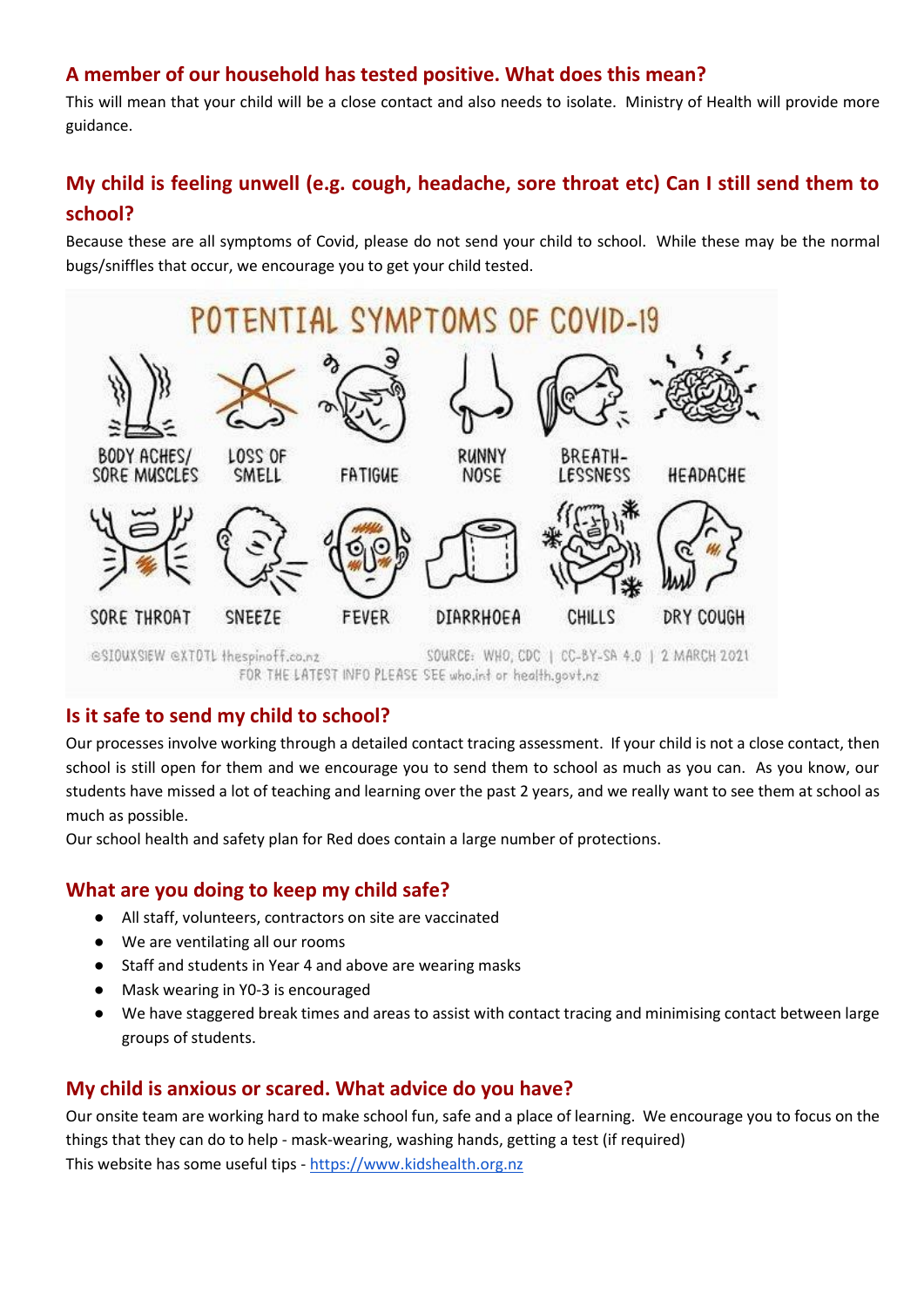## A member of our household has tested positive. What does this mean?

This will mean that your child will be a close contact and also needs to isolate. Ministry of Health will provide more guidance.

## My child is feeling unwell (e.g. cough, headache, sore throat etc) Can I still send them to school?

Because these are all symptoms of Covid, please do not send your child to school. While these may be the normal bugs/sniffles that occur, we encourage you to get your child tested.

**POTENTIAL SYMPTOMS OF COVID-19**

BODY ACHES/ SORE MUSCLES | LOSS OF SMELL | FATIGUE | RUNNY NOSE | BREATH-LESSNESS | HEADACHE

SORE THROAT | SNEEZE | FEVER | DIARRHOEA | CHILLS | DRY COUGH

@SIOUXSIEW @XTOTL thespinoff.co.nz SOURCE: WHO, CDC | CC-BY-SA 4.0 | 2 MARCH 2021
FOR THE LATEST INFO PLEASE SEE who.int or health.govt.nz

## Is it safe to send my child to school?

Our processes involve working through a detailed contact tracing assessment. If your child is not a close contact, then school is still open for them and we encourage you to send them to school as much as you can. As you know, our students have missed a lot of teaching and learning over the past 2 years, and we really want to see them at school as much as possible.

Our school health and safety plan for Red does contain a large number of protections.

## What are you doing to keep my child safe?

- All staff, volunteers, contractors on site are vaccinated
- We are ventilating all our rooms
- Staff and students in Year 4 and above are wearing masks
- Mask wearing in Y0-3 is encouraged
- We have staggered break times and areas to assist with contact tracing and minimising contact between large groups of students.

## My child is anxious or scared. What advice do you have?

Our onsite team are working hard to make school fun, safe and a place of learning. We encourage you to focus on the things that they can do to help - mask-wearing, washing hands, getting a test (if required)

This website has some useful tips - [https://www.kidshealth.org.nz](https://www.kidshealth.org.nz)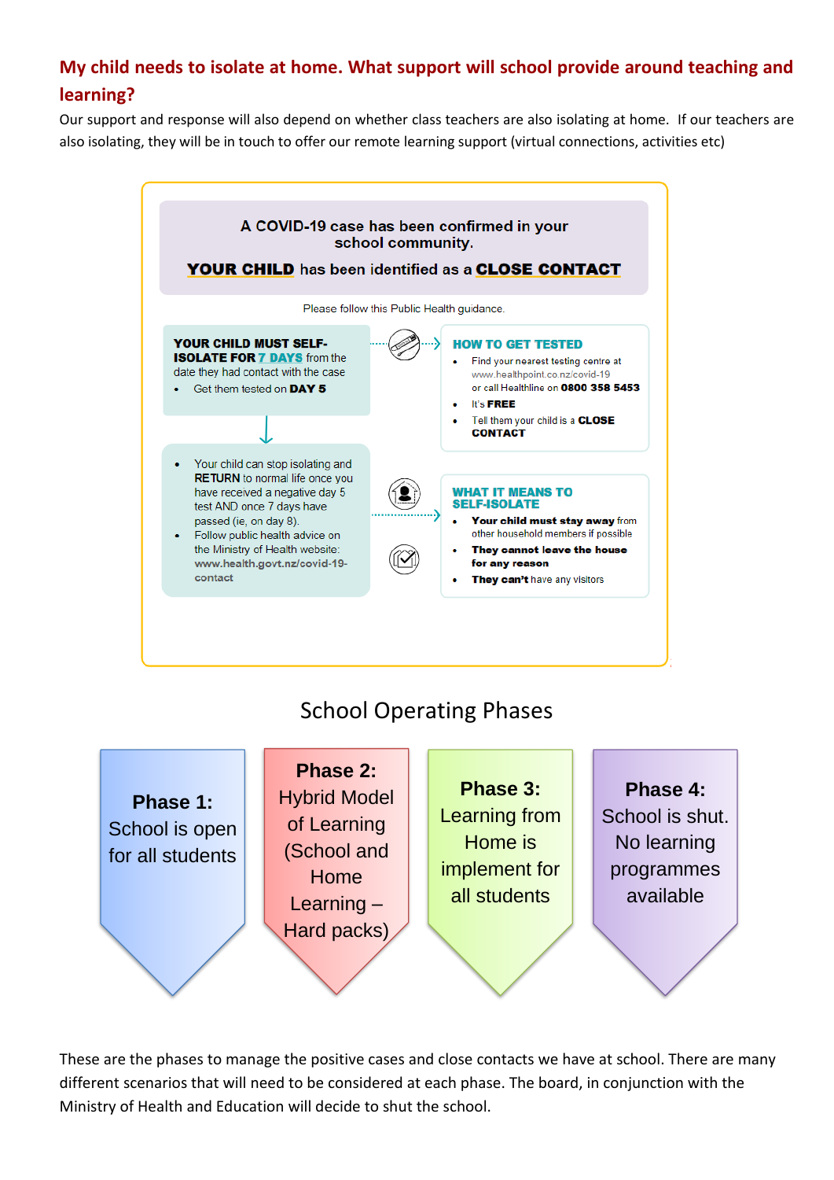## My child needs to isolate at home. What support will school provide around teaching and learning?

Our support and response will also depend on whether class teachers are also isolating at home. If our teachers are also isolating, they will be in touch to offer our remote learning support (virtual connections, activities etc)

**A COVID-19 case has been confirmed in your school community.**

**YOUR CHILD has been identified as a CLOSE CONTACT**

Please follow this Public Health guidance.

**YOUR CHILD MUST SELF-ISOLATE FOR 7 DAYS** from the date they had contact with the case

- Get them tested on **DAY 5**

**HOW TO GET TESTED**

- Find your nearest testing centre at www.healthpoint.co.nz/covid-19 or call Healthline on **0800 358 5453**
- It's **FREE**
- Tell them your child is a **CLOSE CONTACT**

- Your child can stop isolating and **RETURN** to normal life once you have received a negative day 5 test AND once 7 days have passed (ie, on day 8).
- Follow public health advice on the Ministry of Health website: **www.health.govt.nz/covid-19-contact**

**WHAT IT MEANS TO SELF-ISOLATE**

- **Your child must stay away** from other household members if possible
- **They cannot leave the house for any reason**
- **They can't** have any visitors

## School Operating Phases

**Phase 1:** School is open for all students

**Phase 2:** Hybrid Model of Learning (School and Home Learning – Hard packs)

**Phase 3:** Learning from Home is implement for all students

**Phase 4:** School is shut. No learning programmes available

These are the phases to manage the positive cases and close contacts we have at school. There are many different scenarios that will need to be considered at each phase. The board, in conjunction with the Ministry of Health and Education will decide to shut the school.